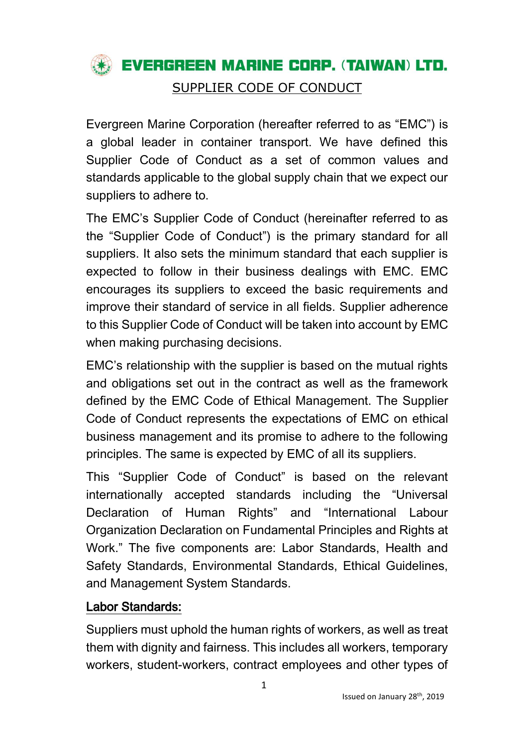# EVERGREEN MARINE CORP. (TAIWAN) LTD.

## SUPPLIER CODE OF CONDUCT

Evergreen Marine Corporation (hereafter referred to as "EMC") is a global leader in container transport. We have defined this Supplier Code of Conduct as a set of common values and standards applicable to the global supply chain that we expect our suppliers to adhere to.

The EMC's Supplier Code of Conduct (hereinafter referred to as the "Supplier Code of Conduct") is the primary standard for all suppliers. It also sets the minimum standard that each supplier is expected to follow in their business dealings with EMC. EMC encourages its suppliers to exceed the basic requirements and improve their standard of service in all fields. Supplier adherence to this Supplier Code of Conduct will be taken into account by EMC when making purchasing decisions.

EMC's relationship with the supplier is based on the mutual rights and obligations set out in the contract as well as the framework defined by the EMC Code of Ethical Management. The Supplier Code of Conduct represents the expectations of EMC on ethical business management and its promise to adhere to the following principles. The same is expected by EMC of all its suppliers.

This "Supplier Code of Conduct" is based on the relevant internationally accepted standards including the "Universal Declaration of Human Rights" and "International Labour Organization Declaration on Fundamental Principles and Rights at Work." The five components are: Labor Standards, Health and Safety Standards, Environmental Standards, Ethical Guidelines, and Management System Standards.

### Labor Standards:

Suppliers must uphold the human rights of workers, as well as treat them with dignity and fairness. This includes all workers, temporary workers, student-workers, contract employees and other types of

Issued on January 28th, 2019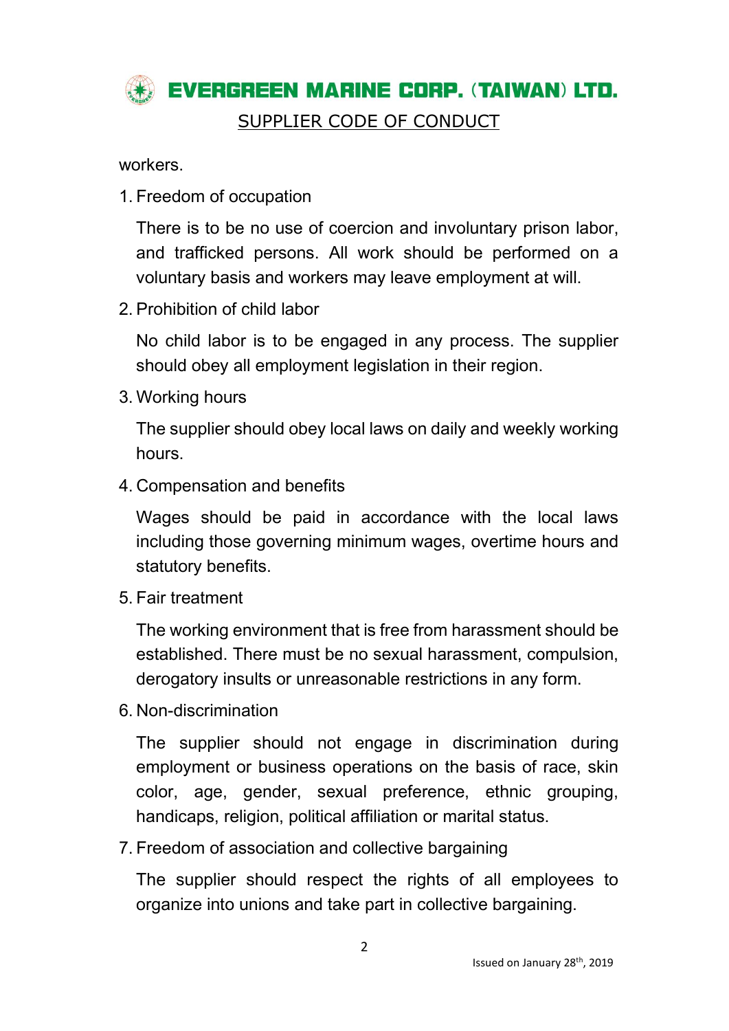workers.

1. Freedom of occupation

   There is to be no use of coercion and involuntary prison labor, and trafficked persons. All work should be performed on a voluntary basis and workers may leave employment at will.

2. Prohibition of child labor

   No child labor is to be engaged in any process. The supplier should obey all employment legislation in their region.

3. Working hours

   The supplier should obey local laws on daily and weekly working hours.

4. Compensation and benefits

   Wages should be paid in accordance with the local laws including those governing minimum wages, overtime hours and statutory benefits.

5. Fair treatment

   The working environment that is free from harassment should be established. There must be no sexual harassment, compulsion, derogatory insults or unreasonable restrictions in any form.

6. Non-discrimination

   The supplier should not engage in discrimination during employment or business operations on the basis of race, skin color, age, gender, sexual preference, ethnic grouping, handicaps, religion, political affiliation or marital status.

7. Freedom of association and collective bargaining

   The supplier should respect the rights of all employees to organize into unions and take part in collective bargaining.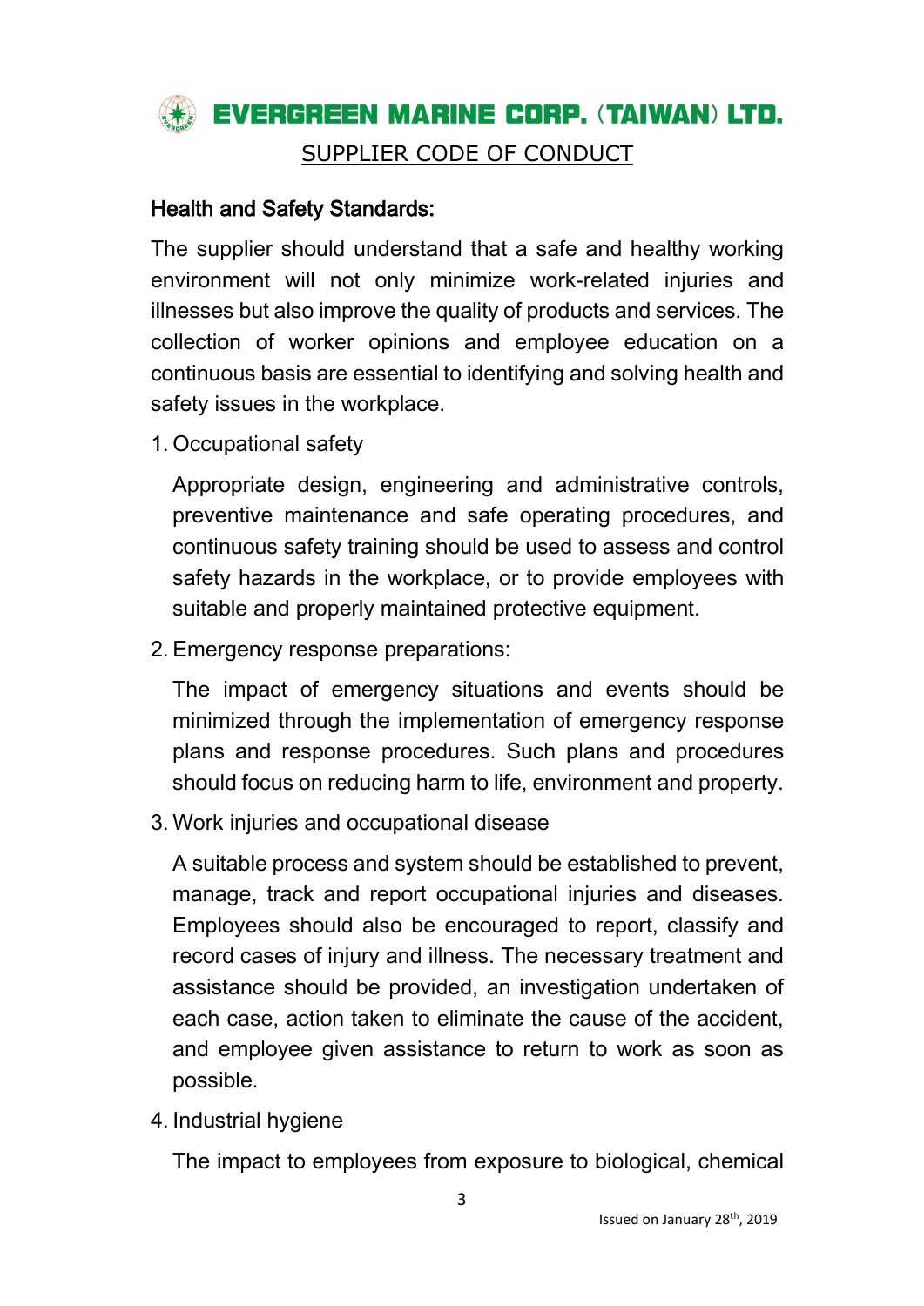## Health and Safety Standards:

The supplier should understand that a safe and healthy working environment will not only minimize work-related injuries and illnesses but also improve the quality of products and services. The collection of worker opinions and employee education on a continuous basis are essential to identifying and solving health and safety issues in the workplace.

1. Occupational safety

   Appropriate design, engineering and administrative controls, preventive maintenance and safe operating procedures, and continuous safety training should be used to assess and control safety hazards in the workplace, or to provide employees with suitable and properly maintained protective equipment.

2. Emergency response preparations:

   The impact of emergency situations and events should be minimized through the implementation of emergency response plans and response procedures. Such plans and procedures should focus on reducing harm to life, environment and property.

3. Work injuries and occupational disease

   A suitable process and system should be established to prevent, manage, track and report occupational injuries and diseases. Employees should also be encouraged to report, classify and record cases of injury and illness. The necessary treatment and assistance should be provided, an investigation undertaken of each case, action taken to eliminate the cause of the accident, and employee given assistance to return to work as soon as possible.

4. Industrial hygiene

   The impact to employees from exposure to biological, chemical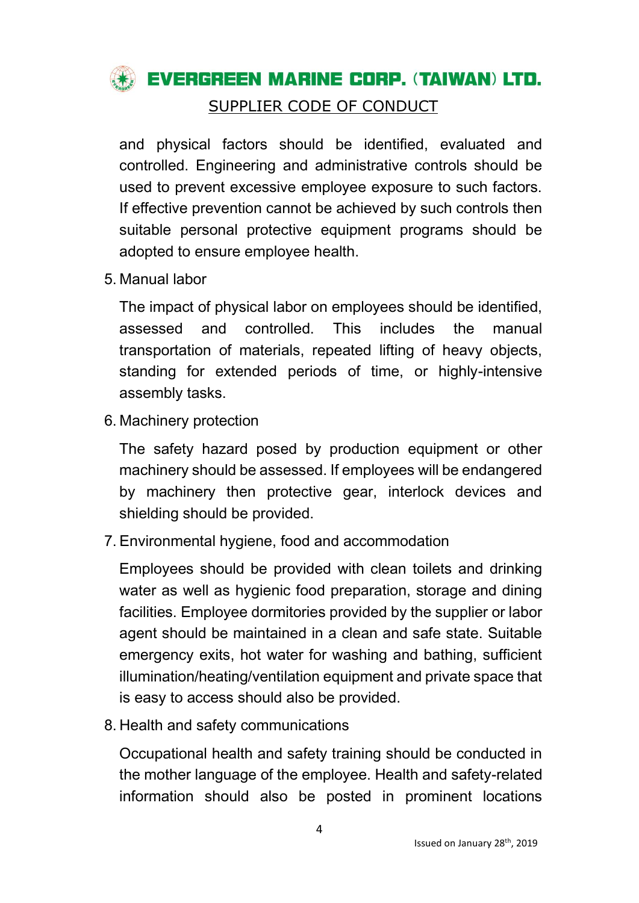and physical factors should be identified, evaluated and controlled. Engineering and administrative controls should be used to prevent excessive employee exposure to such factors. If effective prevention cannot be achieved by such controls then suitable personal protective equipment programs should be adopted to ensure employee health.

5. Manual labor

   The impact of physical labor on employees should be identified, assessed and controlled. This includes the manual transportation of materials, repeated lifting of heavy objects, standing for extended periods of time, or highly-intensive assembly tasks.

6. Machinery protection

   The safety hazard posed by production equipment or other machinery should be assessed. If employees will be endangered by machinery then protective gear, interlock devices and shielding should be provided.

7. Environmental hygiene, food and accommodation

   Employees should be provided with clean toilets and drinking water as well as hygienic food preparation, storage and dining facilities. Employee dormitories provided by the supplier or labor agent should be maintained in a clean and safe state. Suitable emergency exits, hot water for washing and bathing, sufficient illumination/heating/ventilation equipment and private space that is easy to access should also be provided.

8. Health and safety communications

   Occupational health and safety training should be conducted in the mother language of the employee. Health and safety-related information should also be posted in prominent locations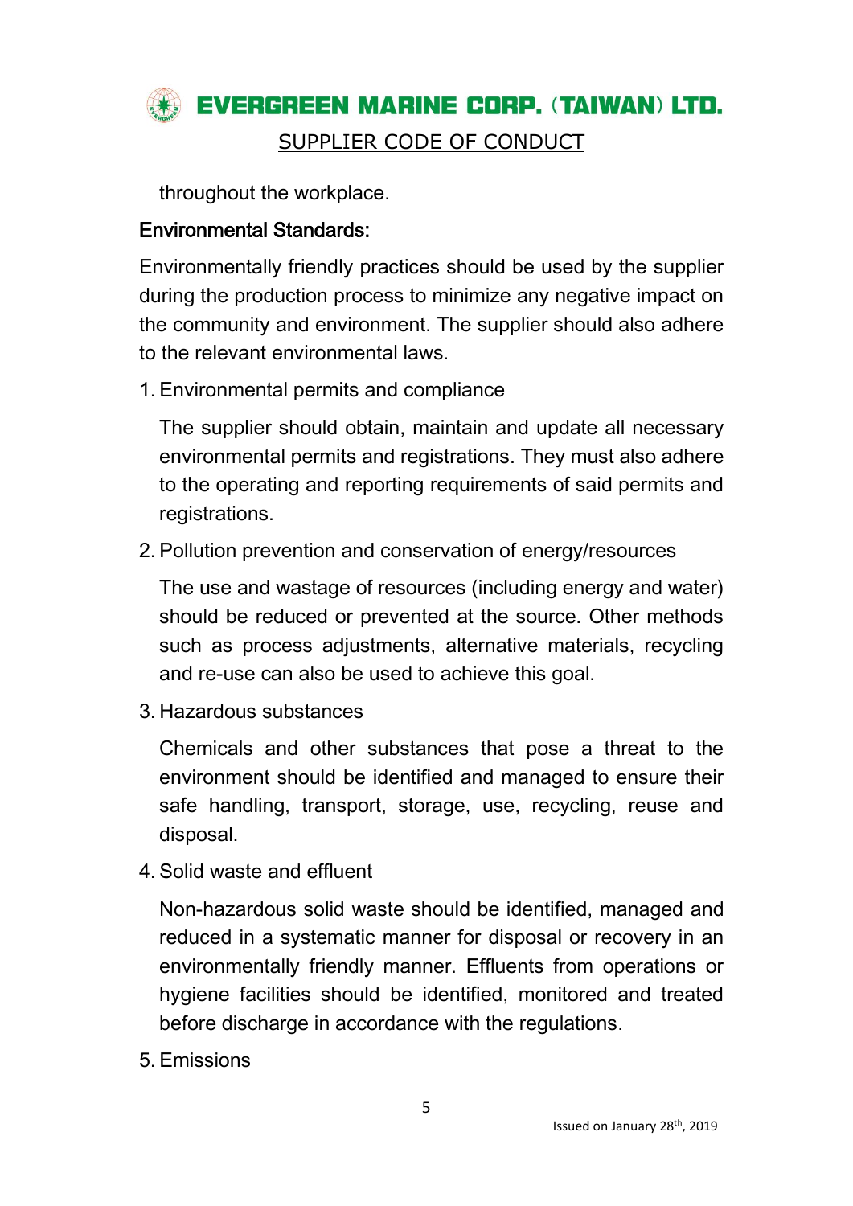throughout the workplace.

**Environmental Standards:**

Environmentally friendly practices should be used by the supplier during the production process to minimize any negative impact on the community and environment. The supplier should also adhere to the relevant environmental laws.

1. Environmental permits and compliance

   The supplier should obtain, maintain and update all necessary environmental permits and registrations. They must also adhere to the operating and reporting requirements of said permits and registrations.

2. Pollution prevention and conservation of energy/resources

   The use and wastage of resources (including energy and water) should be reduced or prevented at the source. Other methods such as process adjustments, alternative materials, recycling and re-use can also be used to achieve this goal.

3. Hazardous substances

   Chemicals and other substances that pose a threat to the environment should be identified and managed to ensure their safe handling, transport, storage, use, recycling, reuse and disposal.

4. Solid waste and effluent

   Non-hazardous solid waste should be identified, managed and reduced in a systematic manner for disposal or recovery in an environmentally friendly manner. Effluents from operations or hygiene facilities should be identified, monitored and treated before discharge in accordance with the regulations.

5. Emissions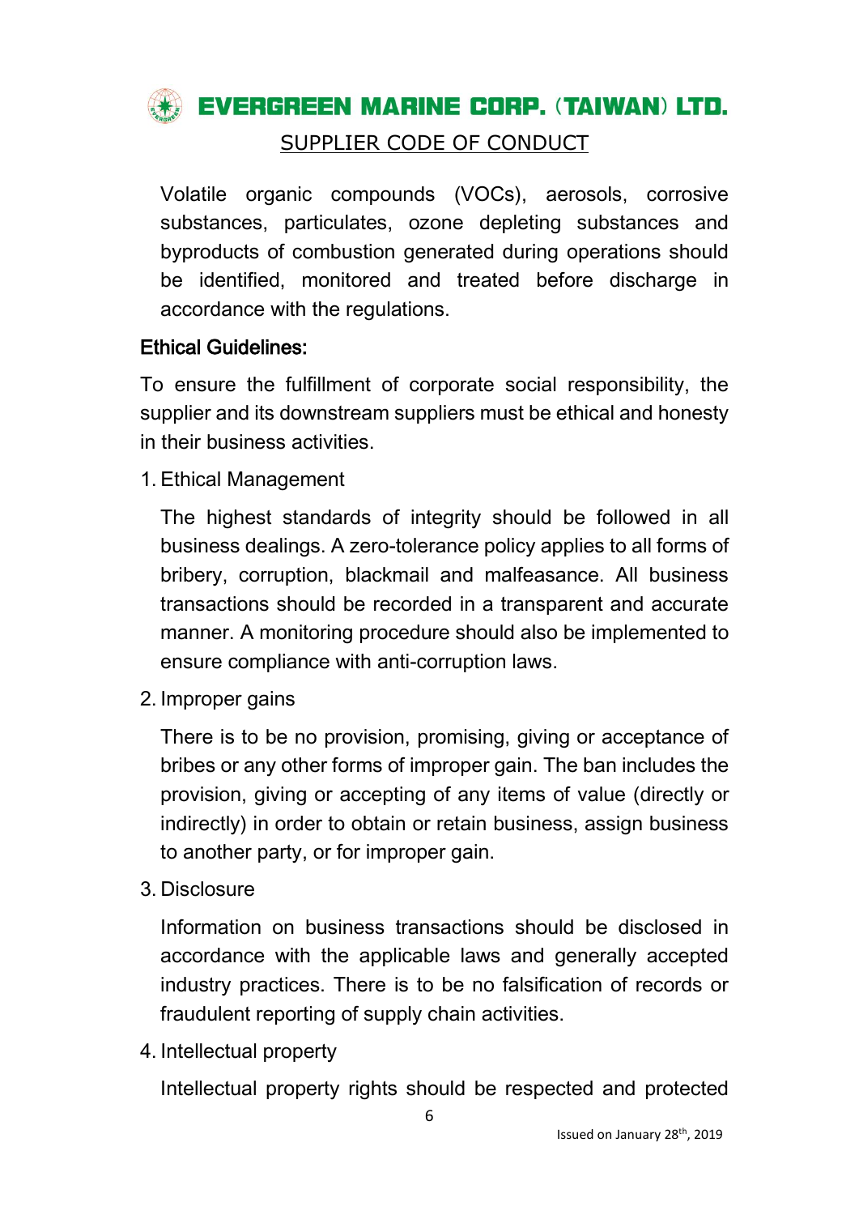Volatile organic compounds (VOCs), aerosols, corrosive substances, particulates, ozone depleting substances and byproducts of combustion generated during operations should be identified, monitored and treated before discharge in accordance with the regulations.

**Ethical Guidelines:**

To ensure the fulfillment of corporate social responsibility, the supplier and its downstream suppliers must be ethical and honesty in their business activities.

1. Ethical Management

   The highest standards of integrity should be followed in all business dealings. A zero-tolerance policy applies to all forms of bribery, corruption, blackmail and malfeasance. All business transactions should be recorded in a transparent and accurate manner. A monitoring procedure should also be implemented to ensure compliance with anti-corruption laws.

2. Improper gains

   There is to be no provision, promising, giving or acceptance of bribes or any other forms of improper gain. The ban includes the provision, giving or accepting of any items of value (directly or indirectly) in order to obtain or retain business, assign business to another party, or for improper gain.

3. Disclosure

   Information on business transactions should be disclosed in accordance with the applicable laws and generally accepted industry practices. There is to be no falsification of records or fraudulent reporting of supply chain activities.

4. Intellectual property

   Intellectual property rights should be respected and protected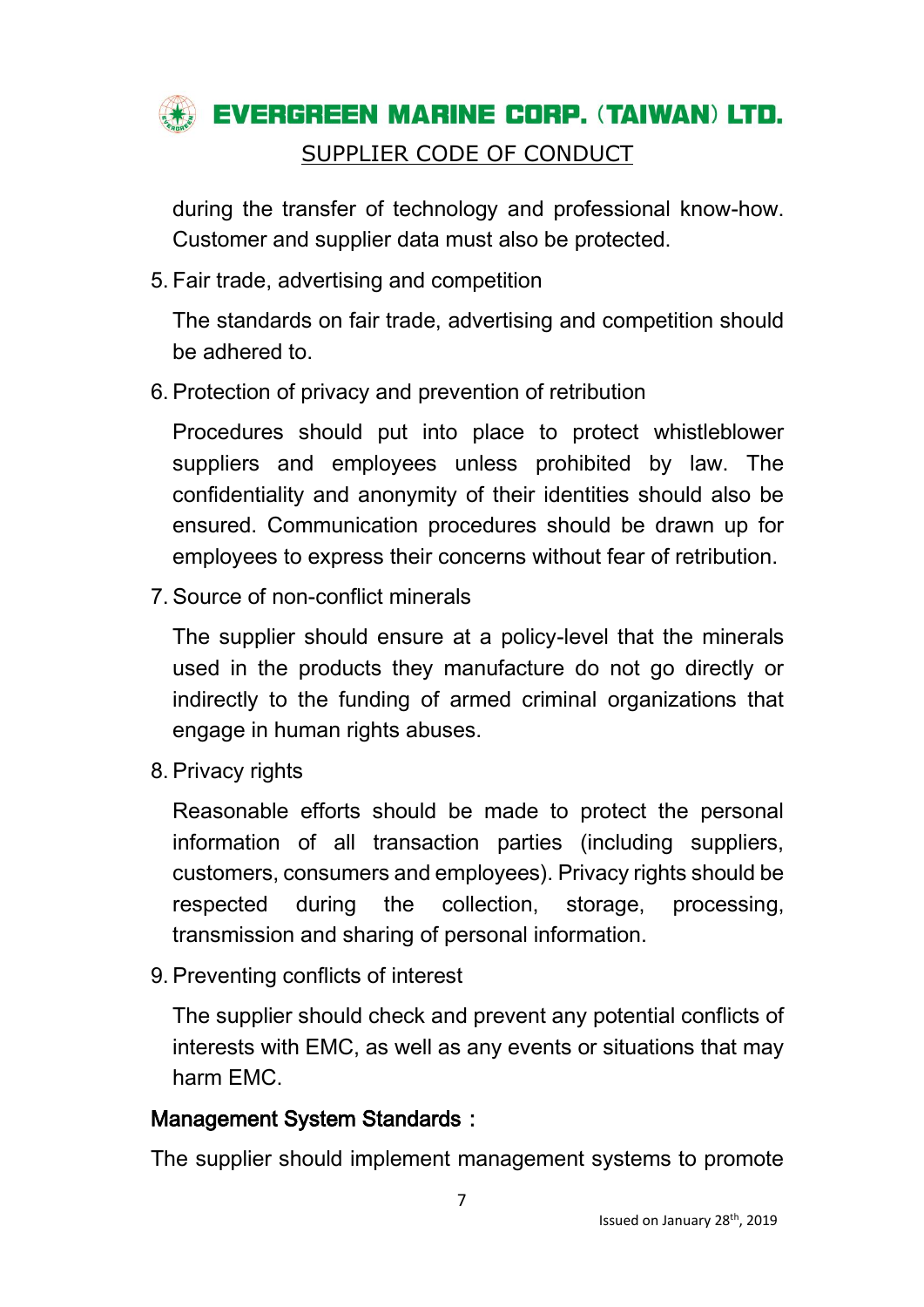during the transfer of technology and professional know-how. Customer and supplier data must also be protected.

5. Fair trade, advertising and competition

   The standards on fair trade, advertising and competition should be adhered to.

6. Protection of privacy and prevention of retribution

   Procedures should put into place to protect whistleblower suppliers and employees unless prohibited by law. The confidentiality and anonymity of their identities should also be ensured. Communication procedures should be drawn up for employees to express their concerns without fear of retribution.

7. Source of non-conflict minerals

   The supplier should ensure at a policy-level that the minerals used in the products they manufacture do not go directly or indirectly to the funding of armed criminal organizations that engage in human rights abuses.

8. Privacy rights

   Reasonable efforts should be made to protect the personal information of all transaction parties (including suppliers, customers, consumers and employees). Privacy rights should be respected during the collection, storage, processing, transmission and sharing of personal information.

9. Preventing conflicts of interest

   The supplier should check and prevent any potential conflicts of interests with EMC, as well as any events or situations that may harm EMC.

**Management System Standards：**

The supplier should implement management systems to promote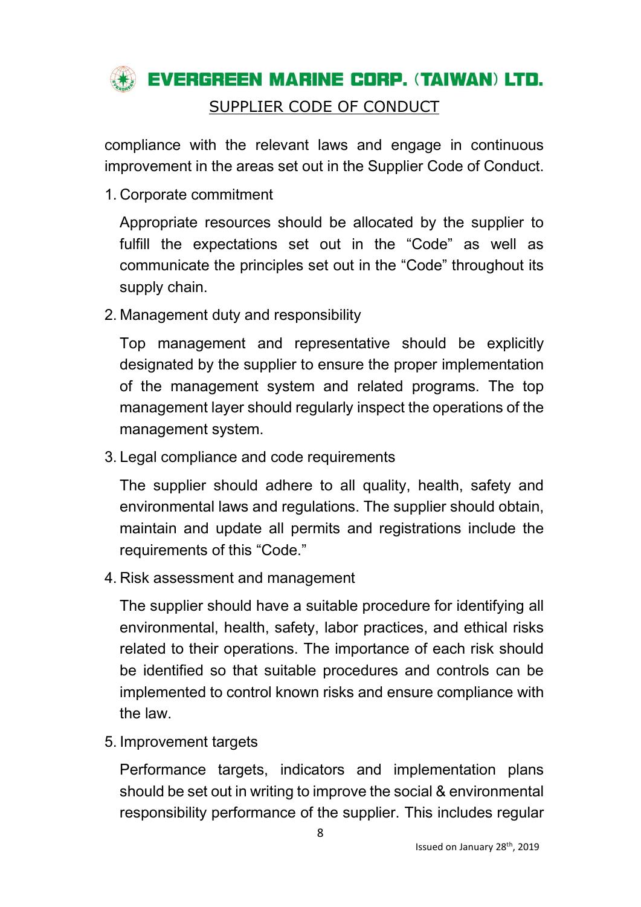compliance with the relevant laws and engage in continuous improvement in the areas set out in the Supplier Code of Conduct.

1. Corporate commitment

   Appropriate resources should be allocated by the supplier to fulfill the expectations set out in the "Code" as well as communicate the principles set out in the "Code" throughout its supply chain.

2. Management duty and responsibility

   Top management and representative should be explicitly designated by the supplier to ensure the proper implementation of the management system and related programs. The top management layer should regularly inspect the operations of the management system.

3. Legal compliance and code requirements

   The supplier should adhere to all quality, health, safety and environmental laws and regulations. The supplier should obtain, maintain and update all permits and registrations include the requirements of this "Code."

4. Risk assessment and management

   The supplier should have a suitable procedure for identifying all environmental, health, safety, labor practices, and ethical risks related to their operations. The importance of each risk should be identified so that suitable procedures and controls can be implemented to control known risks and ensure compliance with the law.

5. Improvement targets

   Performance targets, indicators and implementation plans should be set out in writing to improve the social & environmental responsibility performance of the supplier. This includes regular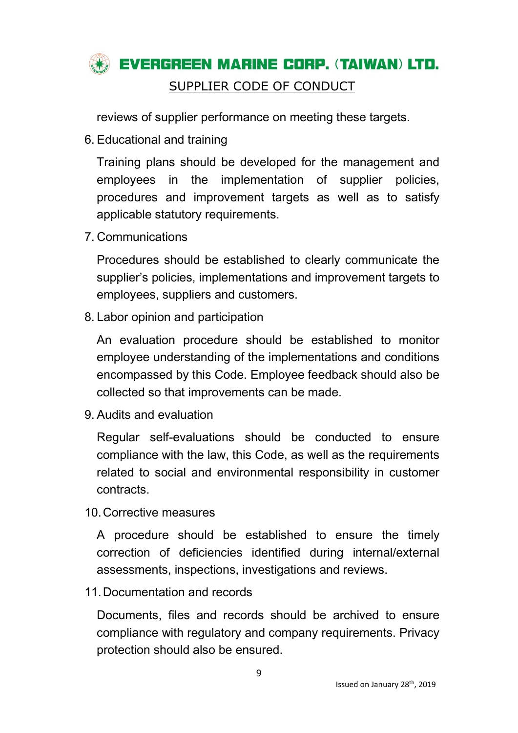reviews of supplier performance on meeting these targets.

6. Educational and training

   Training plans should be developed for the management and employees in the implementation of supplier policies, procedures and improvement targets as well as to satisfy applicable statutory requirements.

7. Communications

   Procedures should be established to clearly communicate the supplier's policies, implementations and improvement targets to employees, suppliers and customers.

8. Labor opinion and participation

   An evaluation procedure should be established to monitor employee understanding of the implementations and conditions encompassed by this Code. Employee feedback should also be collected so that improvements can be made.

9. Audits and evaluation

   Regular self-evaluations should be conducted to ensure compliance with the law, this Code, as well as the requirements related to social and environmental responsibility in customer contracts.

10. Corrective measures

    A procedure should be established to ensure the timely correction of deficiencies identified during internal/external assessments, inspections, investigations and reviews.

11. Documentation and records

    Documents, files and records should be archived to ensure compliance with regulatory and company requirements. Privacy protection should also be ensured.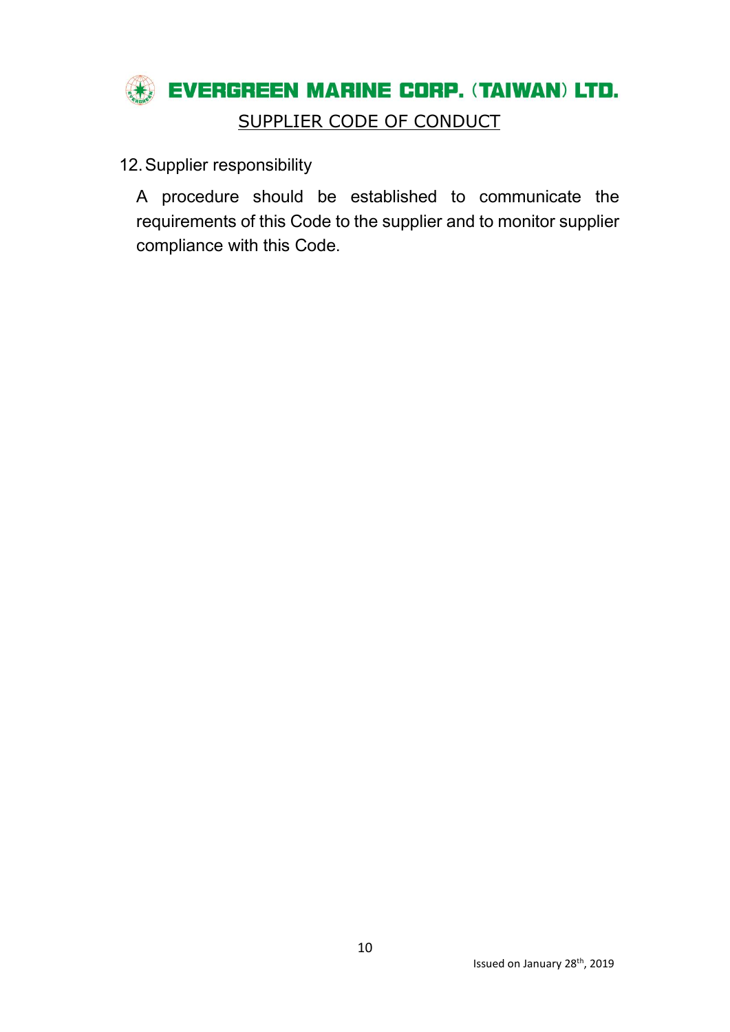12. Supplier responsibility

    A procedure should be established to communicate the requirements of this Code to the supplier and to monitor supplier compliance with this Code.